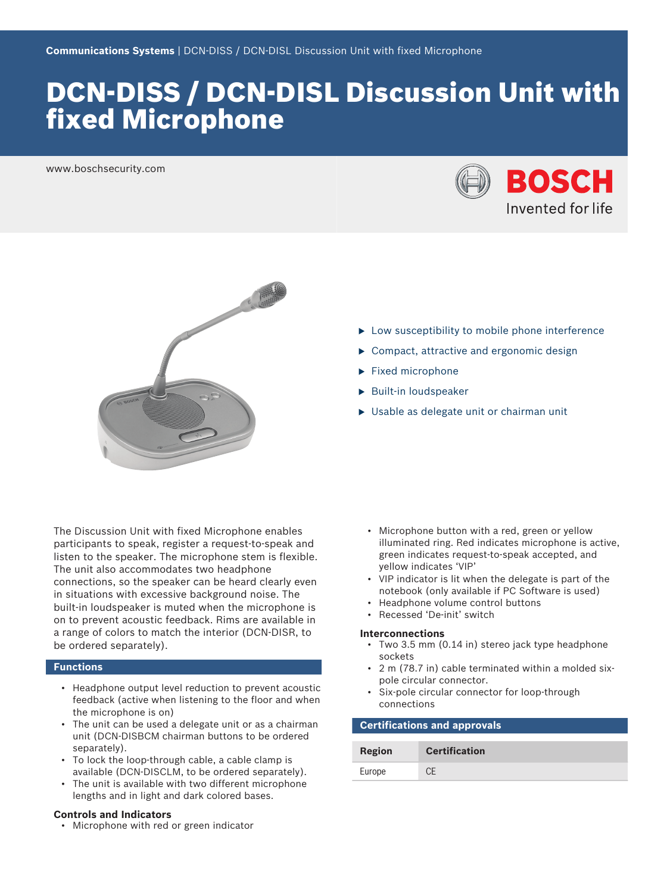Communications Systems | DCN-DISS / DCN-DISL Discussion Unit with fixed Microphone

# DCN-DISS / DCN-DISL Discussion Unit with fixed Microphone

www.boschsecurity.com

- Low susceptibility to mobile phone interference
- Compact, attractive and ergonomic design
- Fixed microphone
- Built-in loudspeaker
- Usable as delegate unit or chairman unit

The Discussion Unit with fixed Microphone enables participants to speak, register a request-to-speak and listen to the speaker. The microphone stem is flexible. The unit also accommodates two headphone connections, so the speaker can be heard clearly even in situations with excessive background noise. The built-in loudspeaker is muted when the microphone is on to prevent acoustic feedback. Rims are available in a range of colors to match the interior (DCN-DISR, to be ordered separately).

## Functions

- Headphone output level reduction to prevent acoustic feedback (active when listening to the floor and when the microphone is on)
- The unit can be used a delegate unit or as a chairman unit (DCN-DISBCM chairman buttons to be ordered separately).
- To lock the loop-through cable, a cable clamp is available (DCN-DISCLM, to be ordered separately).
- The unit is available with two different microphone lengths and in light and dark colored bases.

**Controls and Indicators**

- Microphone with red or green indicator
- Microphone button with a red, green or yellow illuminated ring. Red indicates microphone is active, green indicates request-to-speak accepted, and yellow indicates 'VIP'
- VIP indicator is lit when the delegate is part of the notebook (only available if PC Software is used)
- Headphone volume control buttons
- Recessed 'De-init' switch

**Interconnections**

- Two 3.5 mm (0.14 in) stereo jack type headphone sockets
- 2 m (78.7 in) cable terminated within a molded six-pole circular connector.
- Six-pole circular connector for loop-through connections

## Certifications and approvals

| Region | Certification |
| --- | --- |
| Europe | CE |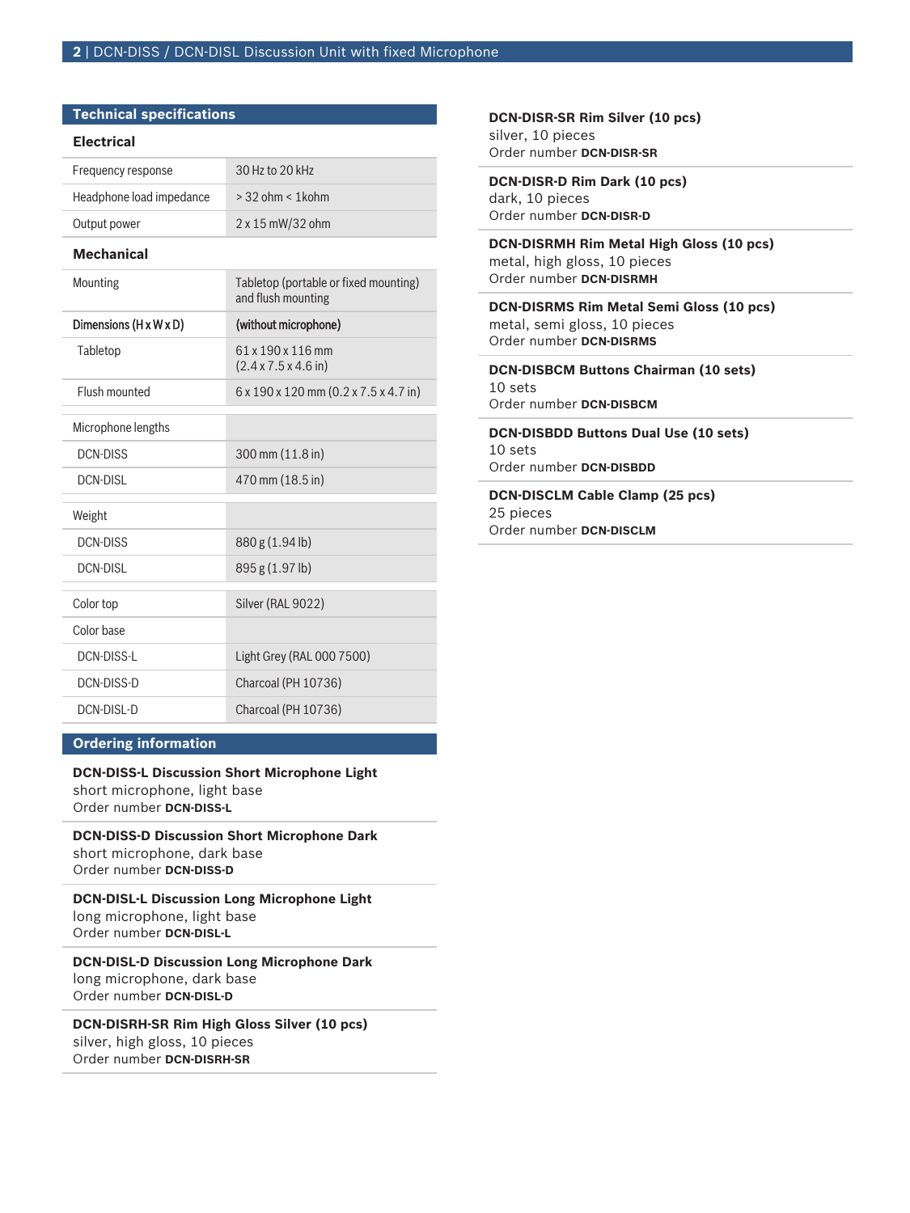## Technical specifications

### Electrical

| | |
|---|---|
| Frequency response | 30 Hz to 20 kHz |
| Headphone load impedance | > 32 ohm < 1kohm |
| Output power | 2 x 15 mW/32 ohm |

### Mechanical

| | |
|---|---|
| Mounting | Tabletop (portable or fixed mounting) and flush mounting |
| Dimensions (H x W x D) | (without microphone) |
| Tabletop | 61 x 190 x 116 mm (2.4 x 7.5 x 4.6 in) |
| Flush mounted | 6 x 190 x 120 mm (0.2 x 7.5 x 4.7 in) |
| Microphone lengths | |
| DCN-DISS | 300 mm (11.8 in) |
| DCN-DISL | 470 mm (18.5 in) |
| Weight | |
| DCN-DISS | 880 g (1.94 lb) |
| DCN-DISL | 895 g (1.97 lb) |
| Color top | Silver (RAL 9022) |
| Color base | |
| DCN-DISS-L | Light Grey (RAL 000 7500) |
| DCN-DISS-D | Charcoal (PH 10736) |
| DCN-DISL-D | Charcoal (PH 10736) |

## Ordering information

**DCN-DISS-L Discussion Short Microphone Light**
short microphone, light base
Order number **DCN-DISS-L**

**DCN-DISS-D Discussion Short Microphone Dark**
short microphone, dark base
Order number **DCN-DISS-D**

**DCN-DISL-L Discussion Long Microphone Light**
long microphone, light base
Order number **DCN-DISL-L**

**DCN-DISL-D Discussion Long Microphone Dark**
long microphone, dark base
Order number **DCN-DISL-D**

**DCN-DISRH-SR Rim High Gloss Silver (10 pcs)**
silver, high gloss, 10 pieces
Order number **DCN-DISRH-SR**

**DCN-DISR-SR Rim Silver (10 pcs)**
silver, 10 pieces
Order number **DCN-DISR-SR**

**DCN-DISR-D Rim Dark (10 pcs)**
dark, 10 pieces
Order number **DCN-DISR-D**

**DCN-DISRMH Rim Metal High Gloss (10 pcs)**
metal, high gloss, 10 pieces
Order number **DCN-DISRMH**

**DCN-DISRMS Rim Metal Semi Gloss (10 pcs)**
metal, semi gloss, 10 pieces
Order number **DCN-DISRMS**

**DCN-DISBCM Buttons Chairman (10 sets)**
10 sets
Order number **DCN-DISBCM**

**DCN-DISBDD Buttons Dual Use (10 sets)**
10 sets
Order number **DCN-DISBDD**

**DCN-DISCLM Cable Clamp (25 pcs)**
25 pieces
Order number **DCN-DISCLM**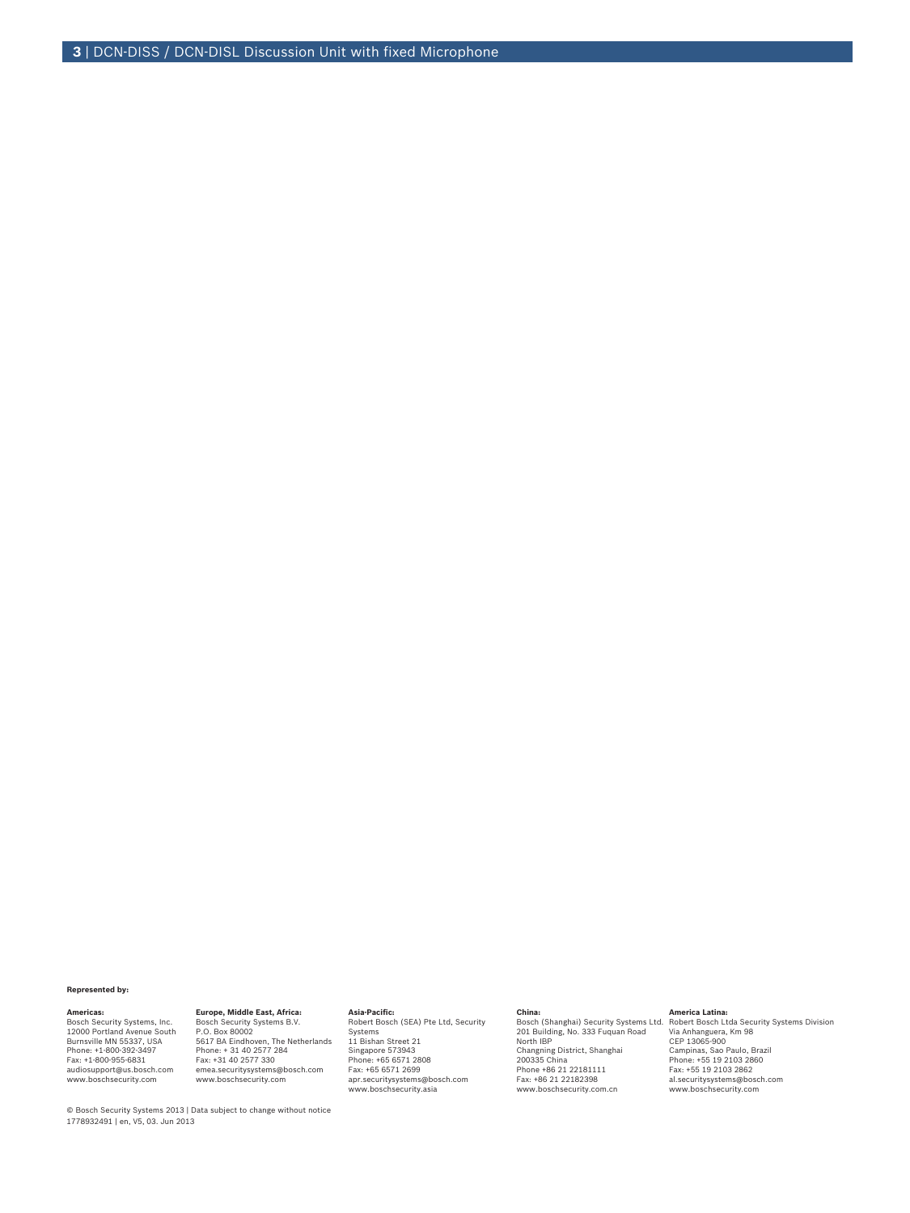**Represented by:**

**Americas:**
Bosch Security Systems, Inc.
12000 Portland Avenue South
Burnsville MN 55337, USA
Phone: +1-800-392-3497
Fax: +1-800-955-6831
audiosupport@us.bosch.com
www.boschsecurity.com

**Europe, Middle East, Africa:**
Bosch Security Systems B.V.
P.O. Box 80002
5617 BA Eindhoven, The Netherlands
Phone: + 31 40 2577 284
Fax: +31 40 2577 330
emea.securitysystems@bosch.com
www.boschsecurity.com

**Asia-Pacific:**
Robert Bosch (SEA) Pte Ltd, Security Systems
11 Bishan Street 21
Singapore 573943
Phone: +65 6571 2808
Fax: +65 6571 2699
apr.securitysystems@bosch.com
www.boschsecurity.asia

**China:**
Bosch (Shanghai) Security Systems Ltd.
201 Building, No. 333 Fuquan Road
North IBP
Changning District, Shanghai
200335 China
Phone +86 21 22181111
Fax: +86 21 22182398
www.boschsecurity.com.cn

**America Latina:**
Robert Bosch Ltda Security Systems Division
Via Anhanguera, Km 98
CEP 13065-900
Campinas, Sao Paulo, Brazil
Phone: +55 19 2103 2860
Fax: +55 19 2103 2862
al.securitysystems@bosch.com
www.boschsecurity.com

© Bosch Security Systems 2013 | Data subject to change without notice
1778932491 | en, V5, 03. Jun 2013